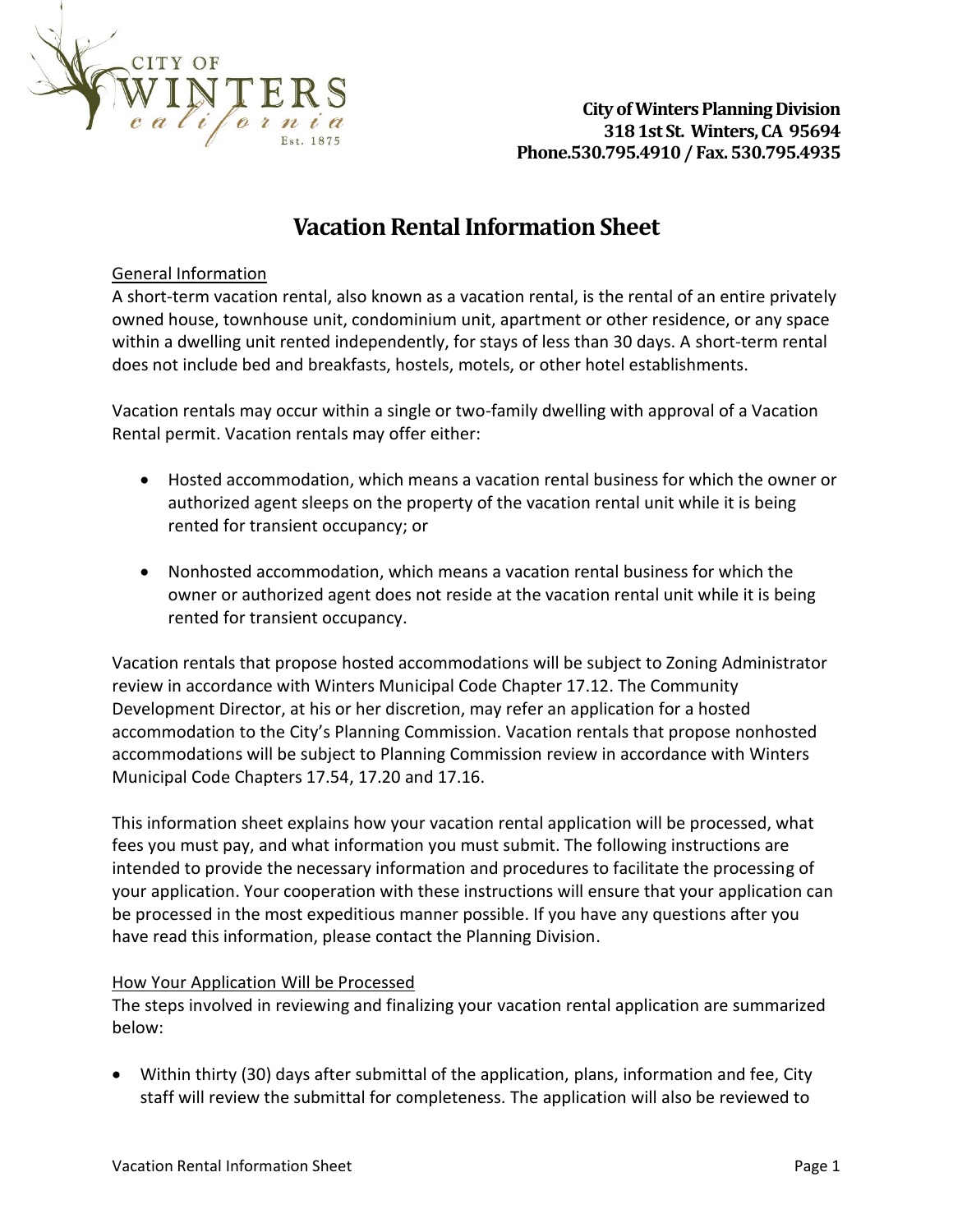City of Winters Planning Division
318 1st St. Winters, CA 95694
Phone.530.795.4910 / Fax. 530.795.4935

# Vacation Rental Information Sheet

General Information

A short-term vacation rental, also known as a vacation rental, is the rental of an entire privately owned house, townhouse unit, condominium unit, apartment or other residence, or any space within a dwelling unit rented independently, for stays of less than 30 days. A short-term rental does not include bed and breakfasts, hostels, motels, or other hotel establishments.

Vacation rentals may occur within a single or two-family dwelling with approval of a Vacation Rental permit. Vacation rentals may offer either:

- Hosted accommodation, which means a vacation rental business for which the owner or authorized agent sleeps on the property of the vacation rental unit while it is being rented for transient occupancy; or
- Nonhosted accommodation, which means a vacation rental business for which the owner or authorized agent does not reside at the vacation rental unit while it is being rented for transient occupancy.

Vacation rentals that propose hosted accommodations will be subject to Zoning Administrator review in accordance with Winters Municipal Code Chapter 17.12. The Community Development Director, at his or her discretion, may refer an application for a hosted accommodation to the City's Planning Commission. Vacation rentals that propose nonhosted accommodations will be subject to Planning Commission review in accordance with Winters Municipal Code Chapters 17.54, 17.20 and 17.16.

This information sheet explains how your vacation rental application will be processed, what fees you must pay, and what information you must submit. The following instructions are intended to provide the necessary information and procedures to facilitate the processing of your application. Your cooperation with these instructions will ensure that your application can be processed in the most expeditious manner possible. If you have any questions after you have read this information, please contact the Planning Division.

How Your Application Will be Processed

The steps involved in reviewing and finalizing your vacation rental application are summarized below:

- Within thirty (30) days after submittal of the application, plans, information and fee, City staff will review the submittal for completeness. The application will also be reviewed to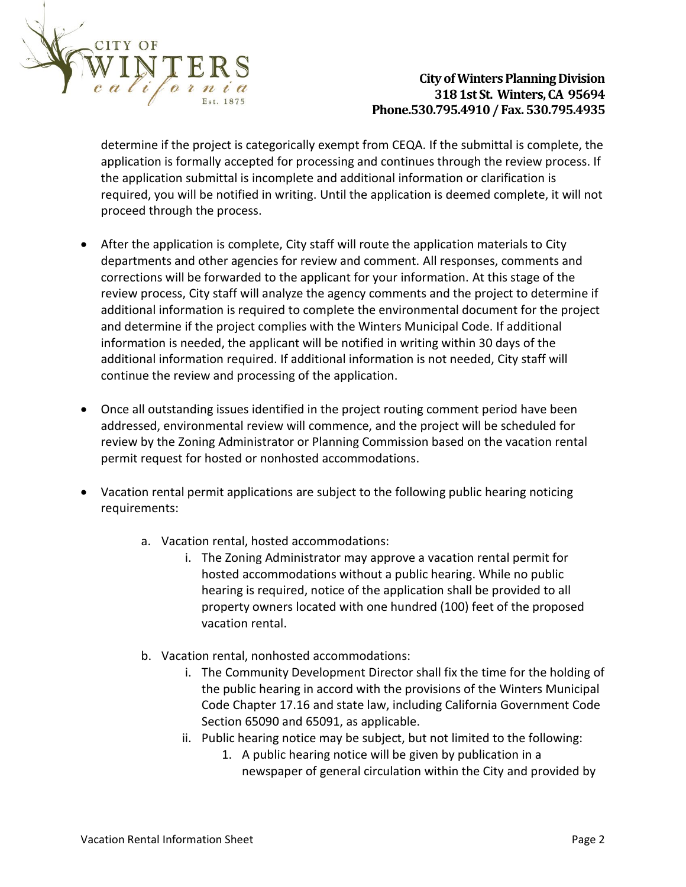determine if the project is categorically exempt from CEQA. If the submittal is complete, the application is formally accepted for processing and continues through the review process. If the application submittal is incomplete and additional information or clarification is required, you will be notified in writing. Until the application is deemed complete, it will not proceed through the process.

- After the application is complete, City staff will route the application materials to City departments and other agencies for review and comment. All responses, comments and corrections will be forwarded to the applicant for your information. At this stage of the review process, City staff will analyze the agency comments and the project to determine if additional information is required to complete the environmental document for the project and determine if the project complies with the Winters Municipal Code. If additional information is needed, the applicant will be notified in writing within 30 days of the additional information required. If additional information is not needed, City staff will continue the review and processing of the application.

- Once all outstanding issues identified in the project routing comment period have been addressed, environmental review will commence, and the project will be scheduled for review by the Zoning Administrator or Planning Commission based on the vacation rental permit request for hosted or nonhosted accommodations.

- Vacation rental permit applications are subject to the following public hearing noticing requirements:

    a. Vacation rental, hosted accommodations:

        i. The Zoning Administrator may approve a vacation rental permit for hosted accommodations without a public hearing. While no public hearing is required, notice of the application shall be provided to all property owners located with one hundred (100) feet of the proposed vacation rental.

    b. Vacation rental, nonhosted accommodations:

        i. The Community Development Director shall fix the time for the holding of the public hearing in accord with the provisions of the Winters Municipal Code Chapter 17.16 and state law, including California Government Code Section 65090 and 65091, as applicable.

        ii. Public hearing notice may be subject, but not limited to the following:

            1. A public hearing notice will be given by publication in a newspaper of general circulation within the City and provided by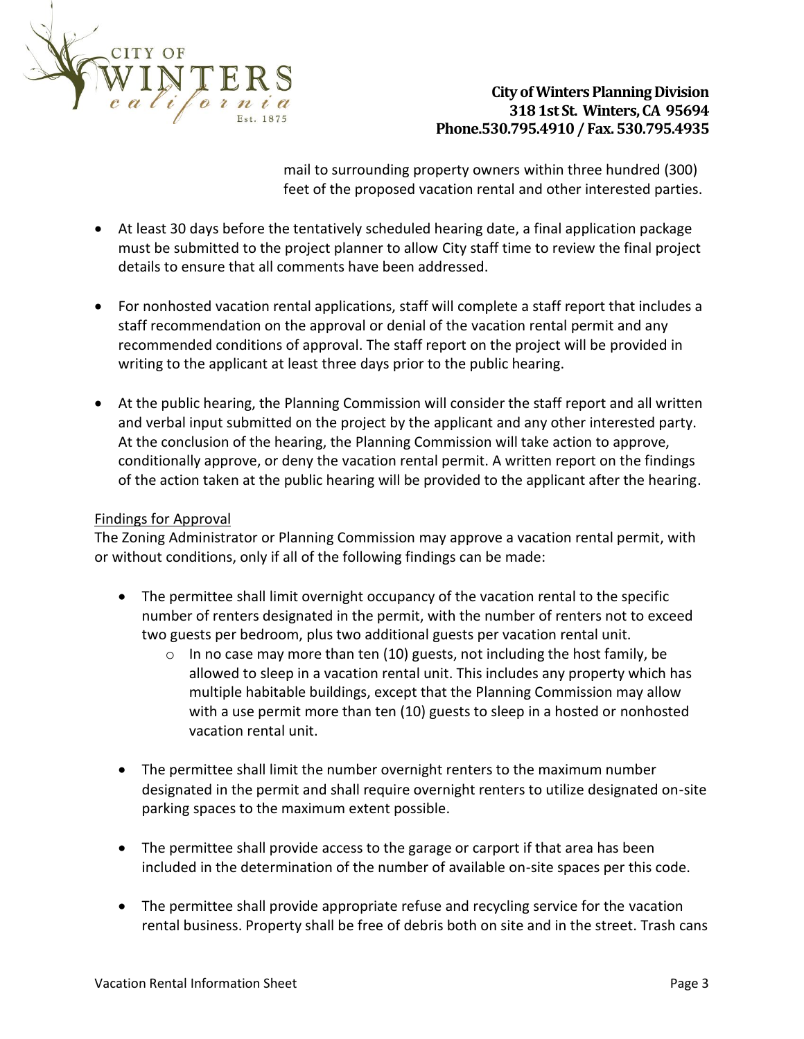mail to surrounding property owners within three hundred (300) feet of the proposed vacation rental and other interested parties.

- At least 30 days before the tentatively scheduled hearing date, a final application package must be submitted to the project planner to allow City staff time to review the final project details to ensure that all comments have been addressed.

- For nonhosted vacation rental applications, staff will complete a staff report that includes a staff recommendation on the approval or denial of the vacation rental permit and any recommended conditions of approval. The staff report on the project will be provided in writing to the applicant at least three days prior to the public hearing.

- At the public hearing, the Planning Commission will consider the staff report and all written and verbal input submitted on the project by the applicant and any other interested party. At the conclusion of the hearing, the Planning Commission will take action to approve, conditionally approve, or deny the vacation rental permit. A written report on the findings of the action taken at the public hearing will be provided to the applicant after the hearing.

Findings for Approval

The Zoning Administrator or Planning Commission may approve a vacation rental permit, with or without conditions, only if all of the following findings can be made:

- The permittee shall limit overnight occupancy of the vacation rental to the specific number of renters designated in the permit, with the number of renters not to exceed two guests per bedroom, plus two additional guests per vacation rental unit.
  - In no case may more than ten (10) guests, not including the host family, be allowed to sleep in a vacation rental unit. This includes any property which has multiple habitable buildings, except that the Planning Commission may allow with a use permit more than ten (10) guests to sleep in a hosted or nonhosted vacation rental unit.

- The permittee shall limit the number overnight renters to the maximum number designated in the permit and shall require overnight renters to utilize designated on-site parking spaces to the maximum extent possible.

- The permittee shall provide access to the garage or carport if that area has been included in the determination of the number of available on-site spaces per this code.

- The permittee shall provide appropriate refuse and recycling service for the vacation rental business. Property shall be free of debris both on site and in the street. Trash cans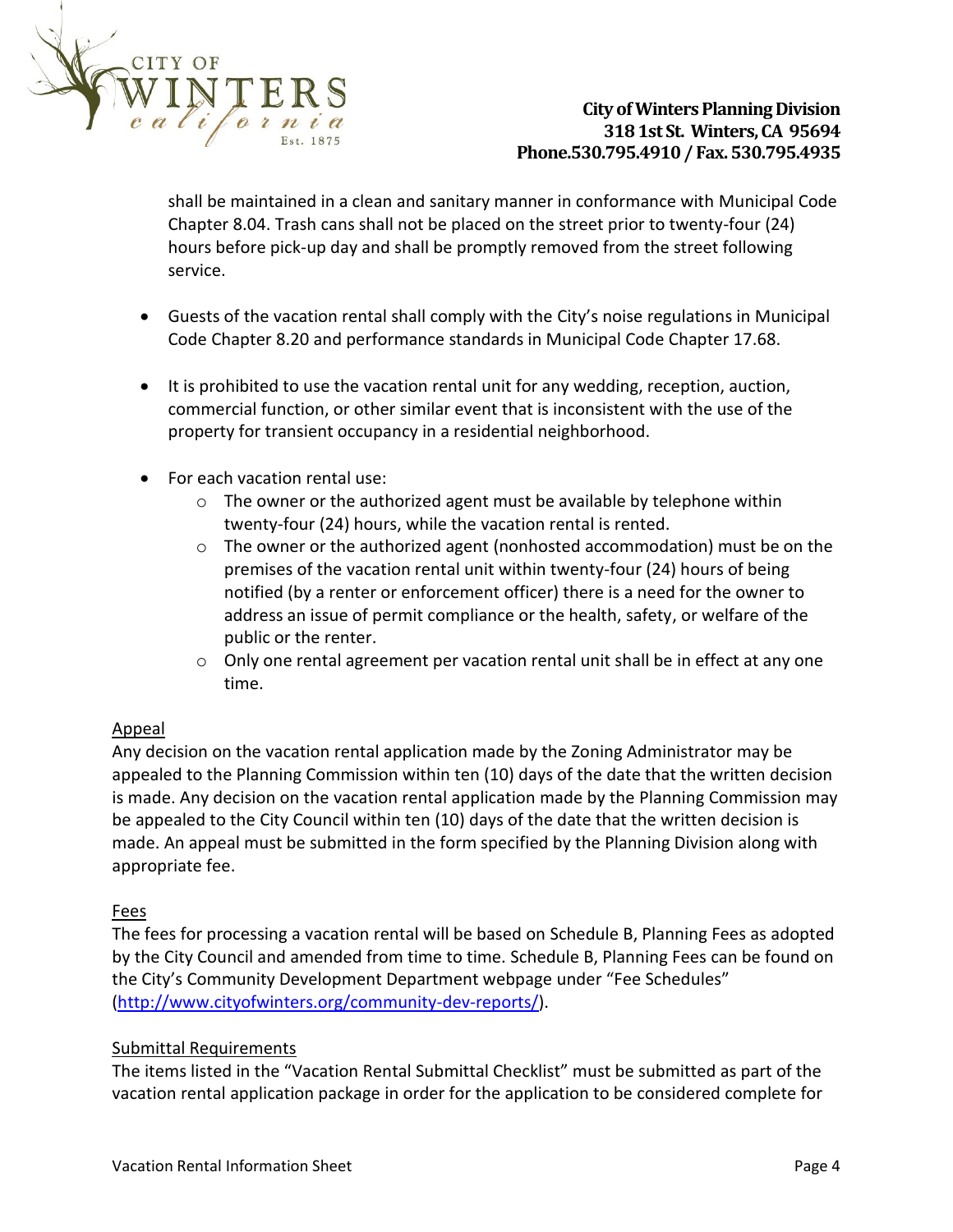shall be maintained in a clean and sanitary manner in conformance with Municipal Code Chapter 8.04. Trash cans shall not be placed on the street prior to twenty-four (24) hours before pick-up day and shall be promptly removed from the street following service.

- Guests of the vacation rental shall comply with the City's noise regulations in Municipal Code Chapter 8.20 and performance standards in Municipal Code Chapter 17.68.

- It is prohibited to use the vacation rental unit for any wedding, reception, auction, commercial function, or other similar event that is inconsistent with the use of the property for transient occupancy in a residential neighborhood.

- For each vacation rental use:
  - The owner or the authorized agent must be available by telephone within twenty-four (24) hours, while the vacation rental is rented.
  - The owner or the authorized agent (nonhosted accommodation) must be on the premises of the vacation rental unit within twenty-four (24) hours of being notified (by a renter or enforcement officer) there is a need for the owner to address an issue of permit compliance or the health, safety, or welfare of the public or the renter.
  - Only one rental agreement per vacation rental unit shall be in effect at any one time.

<u>Appeal</u>

Any decision on the vacation rental application made by the Zoning Administrator may be appealed to the Planning Commission within ten (10) days of the date that the written decision is made. Any decision on the vacation rental application made by the Planning Commission may be appealed to the City Council within ten (10) days of the date that the written decision is made. An appeal must be submitted in the form specified by the Planning Division along with appropriate fee.

<u>Fees</u>

The fees for processing a vacation rental will be based on Schedule B, Planning Fees as adopted by the City Council and amended from time to time. Schedule B, Planning Fees can be found on the City's Community Development Department webpage under "Fee Schedules" (http://www.cityofwinters.org/community-dev-reports/).

<u>Submittal Requirements</u>

The items listed in the "Vacation Rental Submittal Checklist" must be submitted as part of the vacation rental application package in order for the application to be considered complete for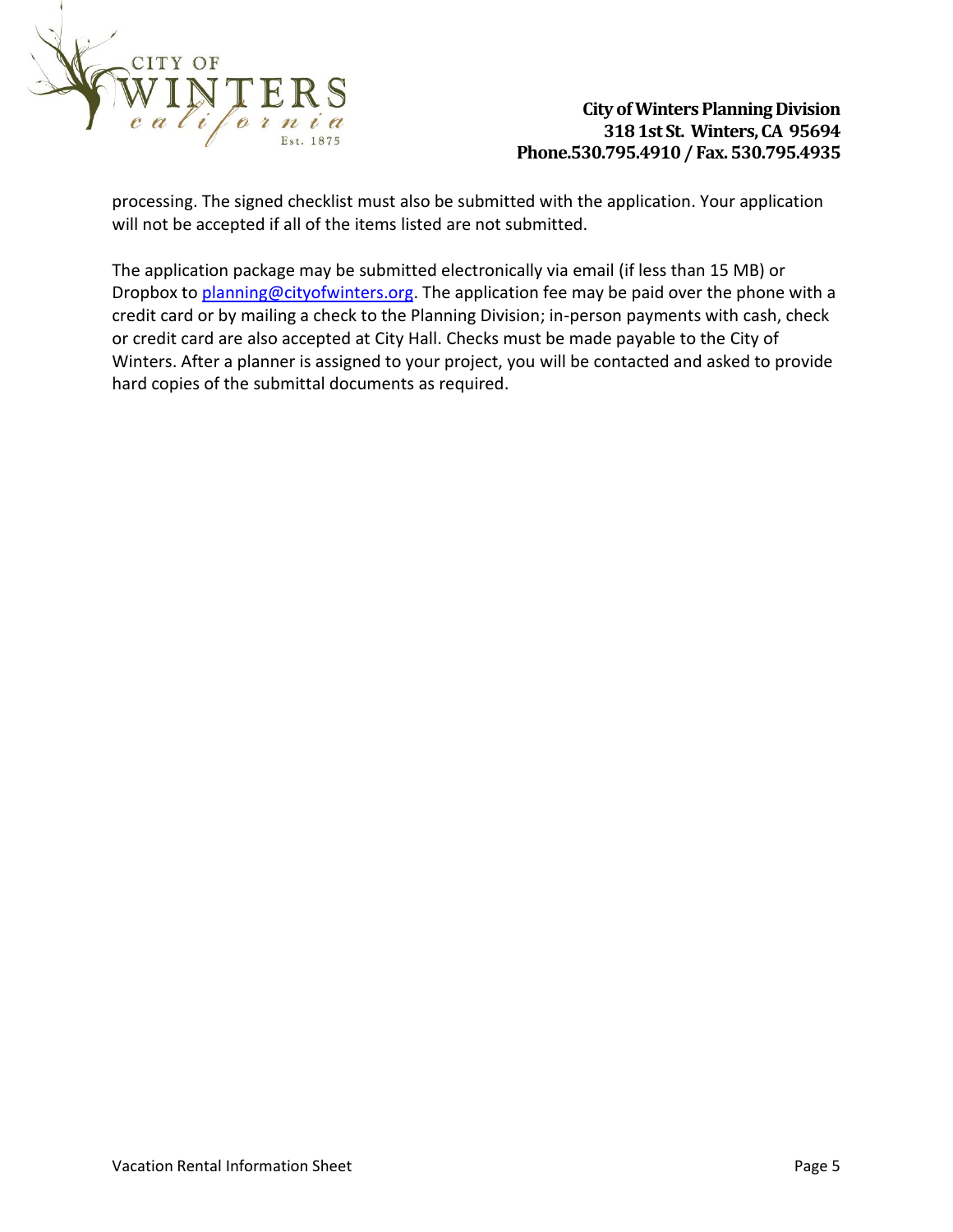processing. The signed checklist must also be submitted with the application. Your application will not be accepted if all of the items listed are not submitted.

The application package may be submitted electronically via email (if less than 15 MB) or Dropbox to planning@cityofwinters.org. The application fee may be paid over the phone with a credit card or by mailing a check to the Planning Division; in-person payments with cash, check or credit card are also accepted at City Hall. Checks must be made payable to the City of Winters. After a planner is assigned to your project, you will be contacted and asked to provide hard copies of the submittal documents as required.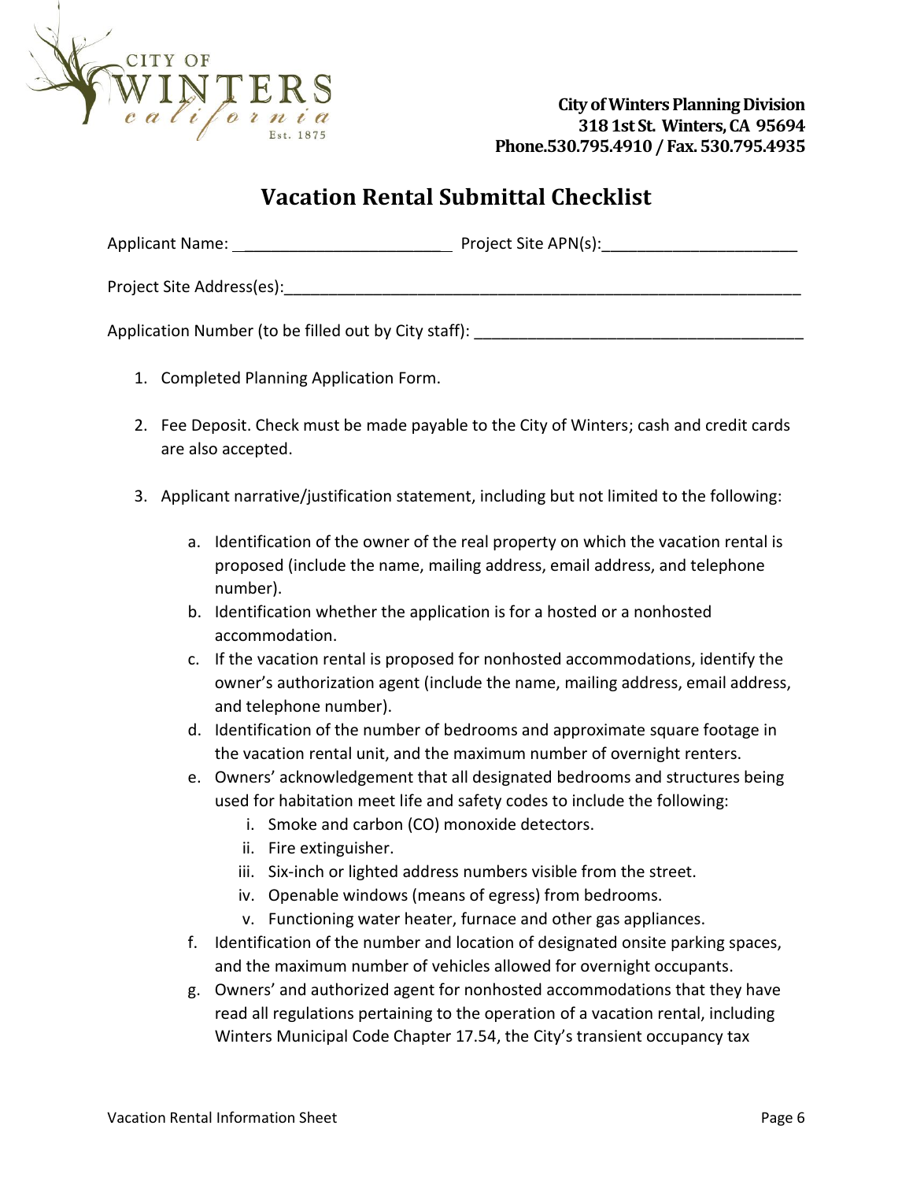City of Winters Planning Division
318 1st St. Winters, CA 95694
Phone.530.795.4910 / Fax. 530.795.4935

# Vacation Rental Submittal Checklist

Applicant Name: ________________________ Project Site APN(s):______________________

Project Site Address(es):_____________________________________________________________

Application Number (to be filled out by City staff): ____________________________________

1. Completed Planning Application Form.

2. Fee Deposit. Check must be made payable to the City of Winters; cash and credit cards are also accepted.

3. Applicant narrative/justification statement, including but not limited to the following:

    a. Identification of the owner of the real property on which the vacation rental is proposed (include the name, mailing address, email address, and telephone number).
    b. Identification whether the application is for a hosted or a nonhosted accommodation.
    c. If the vacation rental is proposed for nonhosted accommodations, identify the owner's authorization agent (include the name, mailing address, email address, and telephone number).
    d. Identification of the number of bedrooms and approximate square footage in the vacation rental unit, and the maximum number of overnight renters.
    e. Owners' acknowledgement that all designated bedrooms and structures being used for habitation meet life and safety codes to include the following:
        i. Smoke and carbon (CO) monoxide detectors.
        ii. Fire extinguisher.
        iii. Six-inch or lighted address numbers visible from the street.
        iv. Openable windows (means of egress) from bedrooms.
        v. Functioning water heater, furnace and other gas appliances.
    f. Identification of the number and location of designated onsite parking spaces, and the maximum number of vehicles allowed for overnight occupants.
    g. Owners' and authorized agent for nonhosted accommodations that they have read all regulations pertaining to the operation of a vacation rental, including Winters Municipal Code Chapter 17.54, the City's transient occupancy tax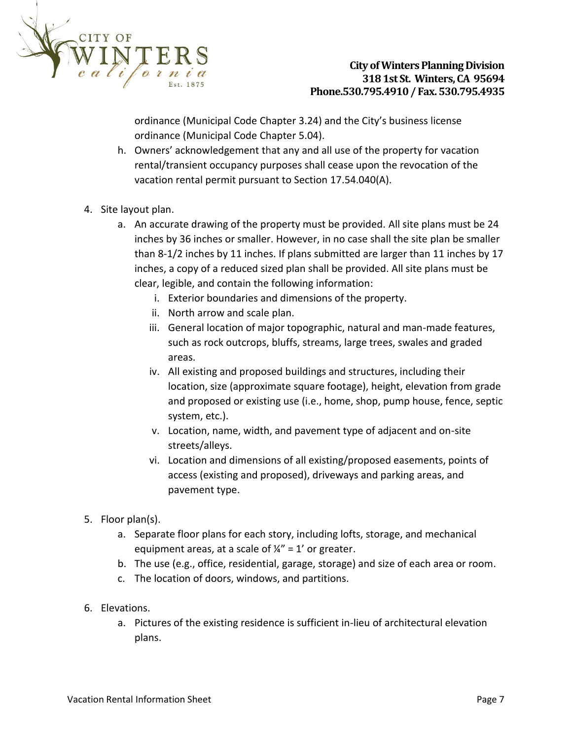ordinance (Municipal Code Chapter 3.24) and the City's business license ordinance (Municipal Code Chapter 5.04).

   h. Owners' acknowledgement that any and all use of the property for vacation rental/transient occupancy purposes shall cease upon the revocation of the vacation rental permit pursuant to Section 17.54.040(A).

4. Site layout plan.
   a. An accurate drawing of the property must be provided. All site plans must be 24 inches by 36 inches or smaller. However, in no case shall the site plan be smaller than 8-1/2 inches by 11 inches. If plans submitted are larger than 11 inches by 17 inches, a copy of a reduced sized plan shall be provided. All site plans must be clear, legible, and contain the following information:
      i. Exterior boundaries and dimensions of the property.
      ii. North arrow and scale plan.
      iii. General location of major topographic, natural and man-made features, such as rock outcrops, bluffs, streams, large trees, swales and graded areas.
      iv. All existing and proposed buildings and structures, including their location, size (approximate square footage), height, elevation from grade and proposed or existing use (i.e., home, shop, pump house, fence, septic system, etc.).
      v. Location, name, width, and pavement type of adjacent and on-site streets/alleys.
      vi. Location and dimensions of all existing/proposed easements, points of access (existing and proposed), driveways and parking areas, and pavement type.

5. Floor plan(s).
   a. Separate floor plans for each story, including lofts, storage, and mechanical equipment areas, at a scale of ¼" = 1' or greater.
   b. The use (e.g., office, residential, garage, storage) and size of each area or room.
   c. The location of doors, windows, and partitions.

6. Elevations.
   a. Pictures of the existing residence is sufficient in-lieu of architectural elevation plans.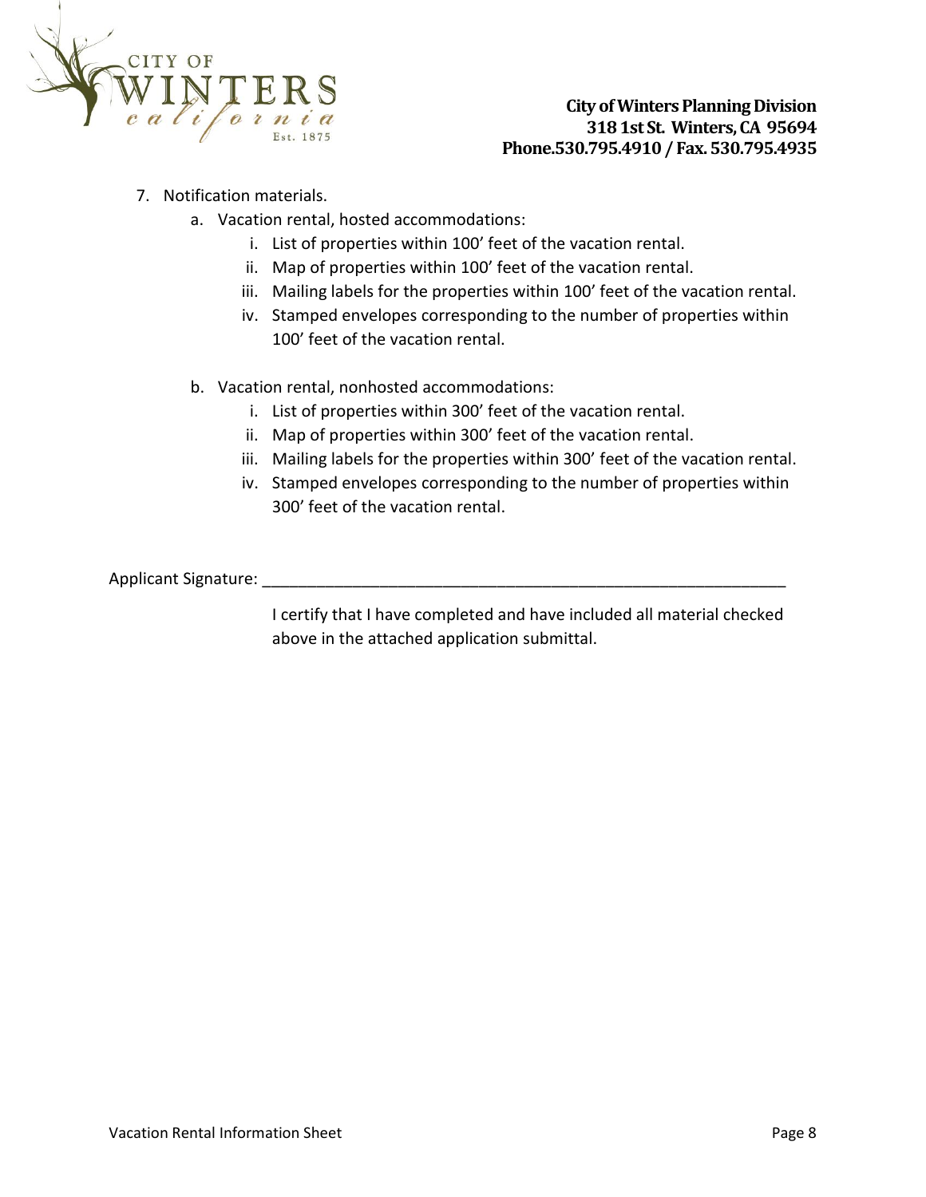7. Notification materials.
    a. Vacation rental, hosted accommodations:
        i. List of properties within 100' feet of the vacation rental.
        ii. Map of properties within 100' feet of the vacation rental.
        iii. Mailing labels for the properties within 100' feet of the vacation rental.
        iv. Stamped envelopes corresponding to the number of properties within 100' feet of the vacation rental.

    b. Vacation rental, nonhosted accommodations:
        i. List of properties within 300' feet of the vacation rental.
        ii. Map of properties within 300' feet of the vacation rental.
        iii. Mailing labels for the properties within 300' feet of the vacation rental.
        iv. Stamped envelopes corresponding to the number of properties within 300' feet of the vacation rental.

Applicant Signature: ____________________________________________________________

I certify that I have completed and have included all material checked above in the attached application submittal.